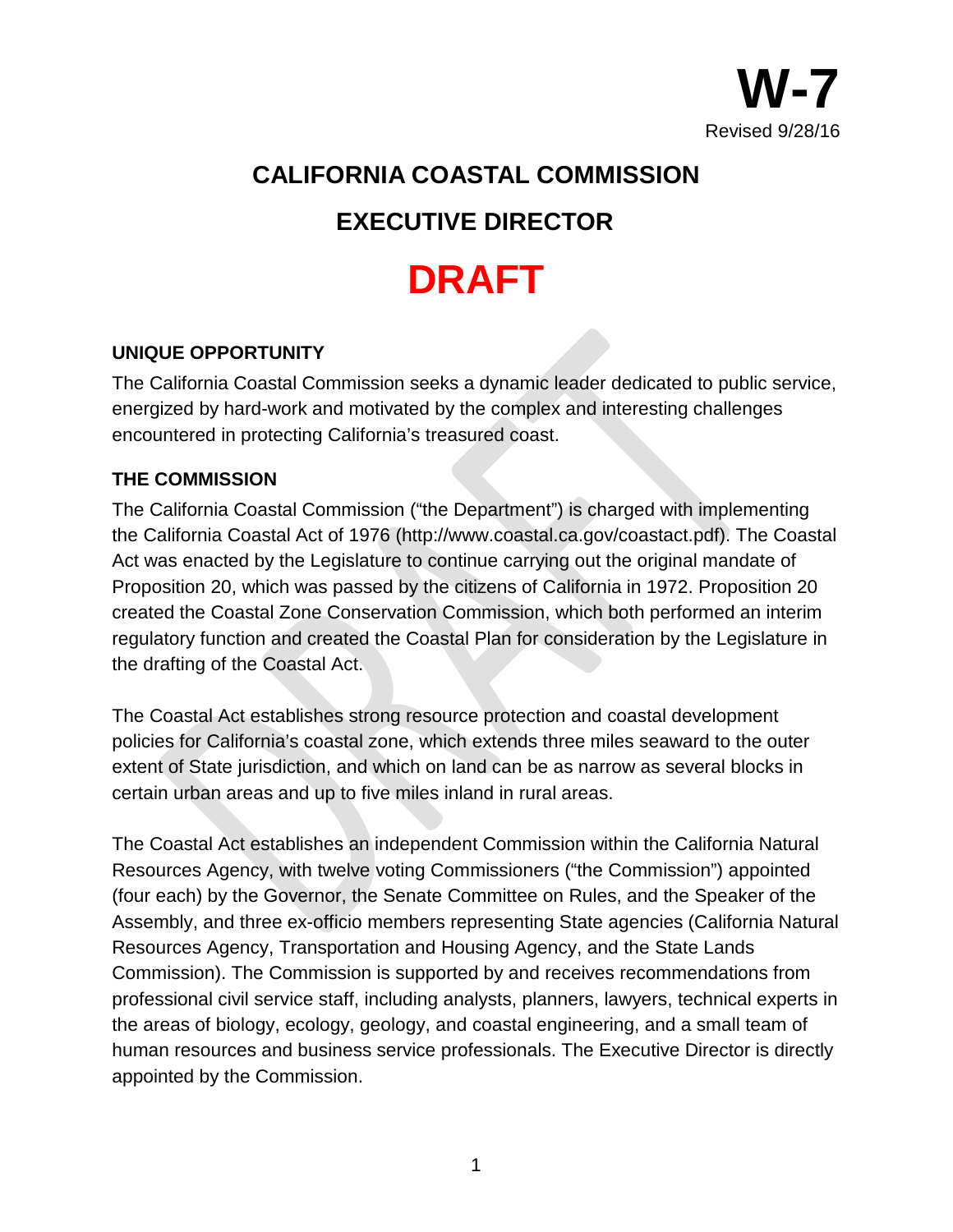**W-7**
Revised 9/28/16

# CALIFORNIA COASTAL COMMISSION

# EXECUTIVE DIRECTOR

# DRAFT

### UNIQUE OPPORTUNITY

The California Coastal Commission seeks a dynamic leader dedicated to public service, energized by hard-work and motivated by the complex and interesting challenges encountered in protecting California's treasured coast.

### THE COMMISSION

The California Coastal Commission ("the Department") is charged with implementing the California Coastal Act of 1976 (http://www.coastal.ca.gov/coastact.pdf). The Coastal Act was enacted by the Legislature to continue carrying out the original mandate of Proposition 20, which was passed by the citizens of California in 1972. Proposition 20 created the Coastal Zone Conservation Commission, which both performed an interim regulatory function and created the Coastal Plan for consideration by the Legislature in the drafting of the Coastal Act.

The Coastal Act establishes strong resource protection and coastal development policies for California's coastal zone, which extends three miles seaward to the outer extent of State jurisdiction, and which on land can be as narrow as several blocks in certain urban areas and up to five miles inland in rural areas.

The Coastal Act establishes an independent Commission within the California Natural Resources Agency, with twelve voting Commissioners ("the Commission") appointed (four each) by the Governor, the Senate Committee on Rules, and the Speaker of the Assembly, and three ex-officio members representing State agencies (California Natural Resources Agency, Transportation and Housing Agency, and the State Lands Commission). The Commission is supported by and receives recommendations from professional civil service staff, including analysts, planners, lawyers, technical experts in the areas of biology, ecology, geology, and coastal engineering, and a small team of human resources and business service professionals. The Executive Director is directly appointed by the Commission.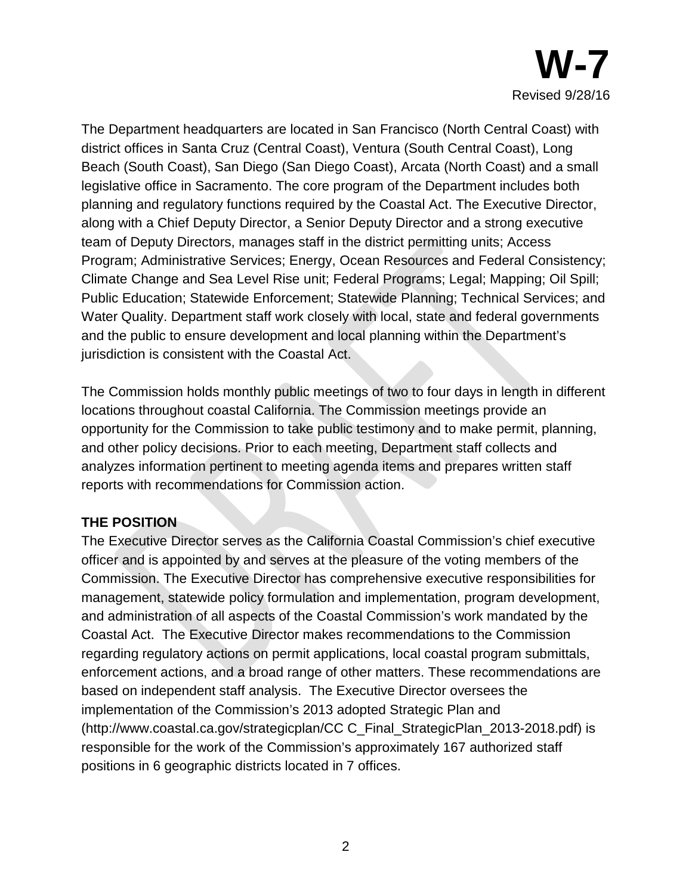# W-7

Revised 9/28/16

The Department headquarters are located in San Francisco (North Central Coast) with district offices in Santa Cruz (Central Coast), Ventura (South Central Coast), Long Beach (South Coast), San Diego (San Diego Coast), Arcata (North Coast) and a small legislative office in Sacramento. The core program of the Department includes both planning and regulatory functions required by the Coastal Act. The Executive Director, along with a Chief Deputy Director, a Senior Deputy Director and a strong executive team of Deputy Directors, manages staff in the district permitting units; Access Program; Administrative Services; Energy, Ocean Resources and Federal Consistency; Climate Change and Sea Level Rise unit; Federal Programs; Legal; Mapping; Oil Spill; Public Education; Statewide Enforcement; Statewide Planning; Technical Services; and Water Quality. Department staff work closely with local, state and federal governments and the public to ensure development and local planning within the Department's jurisdiction is consistent with the Coastal Act.

The Commission holds monthly public meetings of two to four days in length in different locations throughout coastal California. The Commission meetings provide an opportunity for the Commission to take public testimony and to make permit, planning, and other policy decisions. Prior to each meeting, Department staff collects and analyzes information pertinent to meeting agenda items and prepares written staff reports with recommendations for Commission action.

**THE POSITION**

The Executive Director serves as the California Coastal Commission's chief executive officer and is appointed by and serves at the pleasure of the voting members of the Commission. The Executive Director has comprehensive executive responsibilities for management, statewide policy formulation and implementation, program development, and administration of all aspects of the Coastal Commission's work mandated by the Coastal Act. The Executive Director makes recommendations to the Commission regarding regulatory actions on permit applications, local coastal program submittals, enforcement actions, and a broad range of other matters. These recommendations are based on independent staff analysis. The Executive Director oversees the implementation of the Commission's 2013 adopted Strategic Plan and (http://www.coastal.ca.gov/strategicplan/CC C_Final_StrategicPlan_2013-2018.pdf) is responsible for the work of the Commission's approximately 167 authorized staff positions in 6 geographic districts located in 7 offices.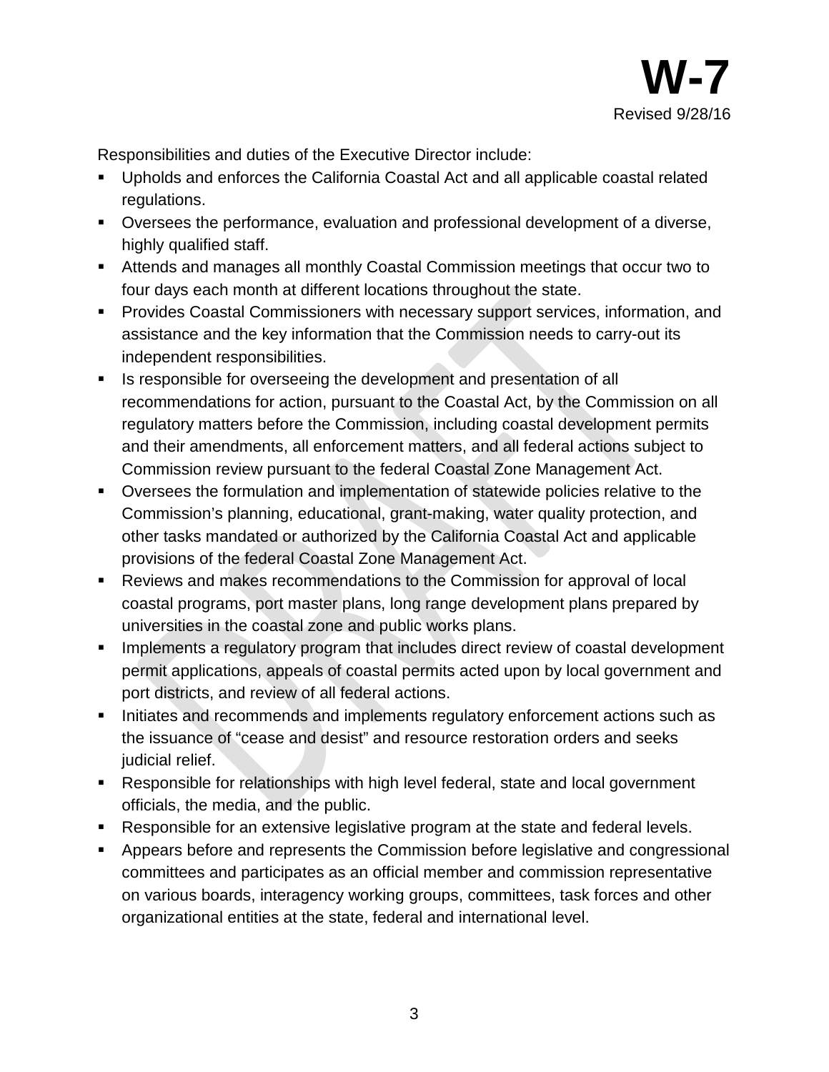Responsibilities and duties of the Executive Director include:

- Upholds and enforces the California Coastal Act and all applicable coastal related regulations.
- Oversees the performance, evaluation and professional development of a diverse, highly qualified staff.
- Attends and manages all monthly Coastal Commission meetings that occur two to four days each month at different locations throughout the state.
- Provides Coastal Commissioners with necessary support services, information, and assistance and the key information that the Commission needs to carry-out its independent responsibilities.
- Is responsible for overseeing the development and presentation of all recommendations for action, pursuant to the Coastal Act, by the Commission on all regulatory matters before the Commission, including coastal development permits and their amendments, all enforcement matters, and all federal actions subject to Commission review pursuant to the federal Coastal Zone Management Act.
- Oversees the formulation and implementation of statewide policies relative to the Commission's planning, educational, grant-making, water quality protection, and other tasks mandated or authorized by the California Coastal Act and applicable provisions of the federal Coastal Zone Management Act.
- Reviews and makes recommendations to the Commission for approval of local coastal programs, port master plans, long range development plans prepared by universities in the coastal zone and public works plans.
- Implements a regulatory program that includes direct review of coastal development permit applications, appeals of coastal permits acted upon by local government and port districts, and review of all federal actions.
- Initiates and recommends and implements regulatory enforcement actions such as the issuance of "cease and desist" and resource restoration orders and seeks judicial relief.
- Responsible for relationships with high level federal, state and local government officials, the media, and the public.
- Responsible for an extensive legislative program at the state and federal levels.
- Appears before and represents the Commission before legislative and congressional committees and participates as an official member and commission representative on various boards, interagency working groups, committees, task forces and other organizational entities at the state, federal and international level.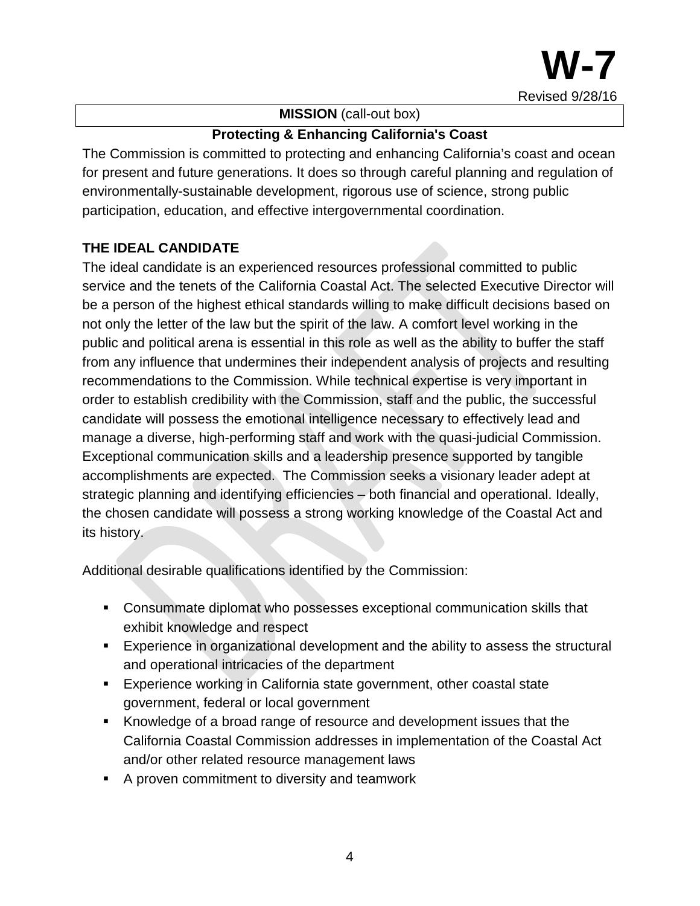**W-7**

Revised 9/28/16

**MISSION** (call-out box)

**Protecting & Enhancing California's Coast**

The Commission is committed to protecting and enhancing California's coast and ocean for present and future generations. It does so through careful planning and regulation of environmentally-sustainable development, rigorous use of science, strong public participation, education, and effective intergovernmental coordination.

**THE IDEAL CANDIDATE**

The ideal candidate is an experienced resources professional committed to public service and the tenets of the California Coastal Act. The selected Executive Director will be a person of the highest ethical standards willing to make difficult decisions based on not only the letter of the law but the spirit of the law. A comfort level working in the public and political arena is essential in this role as well as the ability to buffer the staff from any influence that undermines their independent analysis of projects and resulting recommendations to the Commission. While technical expertise is very important in order to establish credibility with the Commission, staff and the public, the successful candidate will possess the emotional intelligence necessary to effectively lead and manage a diverse, high-performing staff and work with the quasi-judicial Commission. Exceptional communication skills and a leadership presence supported by tangible accomplishments are expected. The Commission seeks a visionary leader adept at strategic planning and identifying efficiencies – both financial and operational. Ideally, the chosen candidate will possess a strong working knowledge of the Coastal Act and its history.

Additional desirable qualifications identified by the Commission:

- Consummate diplomat who possesses exceptional communication skills that exhibit knowledge and respect
- Experience in organizational development and the ability to assess the structural and operational intricacies of the department
- Experience working in California state government, other coastal state government, federal or local government
- Knowledge of a broad range of resource and development issues that the California Coastal Commission addresses in implementation of the Coastal Act and/or other related resource management laws
- A proven commitment to diversity and teamwork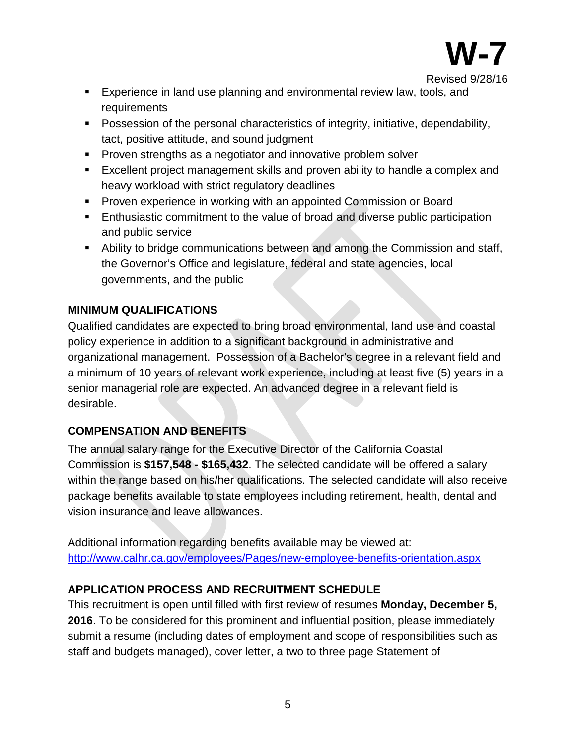- Experience in land use planning and environmental review law, tools, and requirements
- Possession of the personal characteristics of integrity, initiative, dependability, tact, positive attitude, and sound judgment
- Proven strengths as a negotiator and innovative problem solver
- Excellent project management skills and proven ability to handle a complex and heavy workload with strict regulatory deadlines
- Proven experience in working with an appointed Commission or Board
- Enthusiastic commitment to the value of broad and diverse public participation and public service
- Ability to bridge communications between and among the Commission and staff, the Governor's Office and legislature, federal and state agencies, local governments, and the public

## MINIMUM QUALIFICATIONS

Qualified candidates are expected to bring broad environmental, land use and coastal policy experience in addition to a significant background in administrative and organizational management. Possession of a Bachelor's degree in a relevant field and a minimum of 10 years of relevant work experience, including at least five (5) years in a senior managerial role are expected. An advanced degree in a relevant field is desirable.

## COMPENSATION AND BENEFITS

The annual salary range for the Executive Director of the California Coastal Commission is **$157,548 - $165,432**. The selected candidate will be offered a salary within the range based on his/her qualifications. The selected candidate will also receive package benefits available to state employees including retirement, health, dental and vision insurance and leave allowances.

Additional information regarding benefits available may be viewed at:
http://www.calhr.ca.gov/employees/Pages/new-employee-benefits-orientation.aspx

## APPLICATION PROCESS AND RECRUITMENT SCHEDULE

This recruitment is open until filled with first review of resumes **Monday, December 5, 2016**. To be considered for this prominent and influential position, please immediately submit a resume (including dates of employment and scope of responsibilities such as staff and budgets managed), cover letter, a two to three page Statement of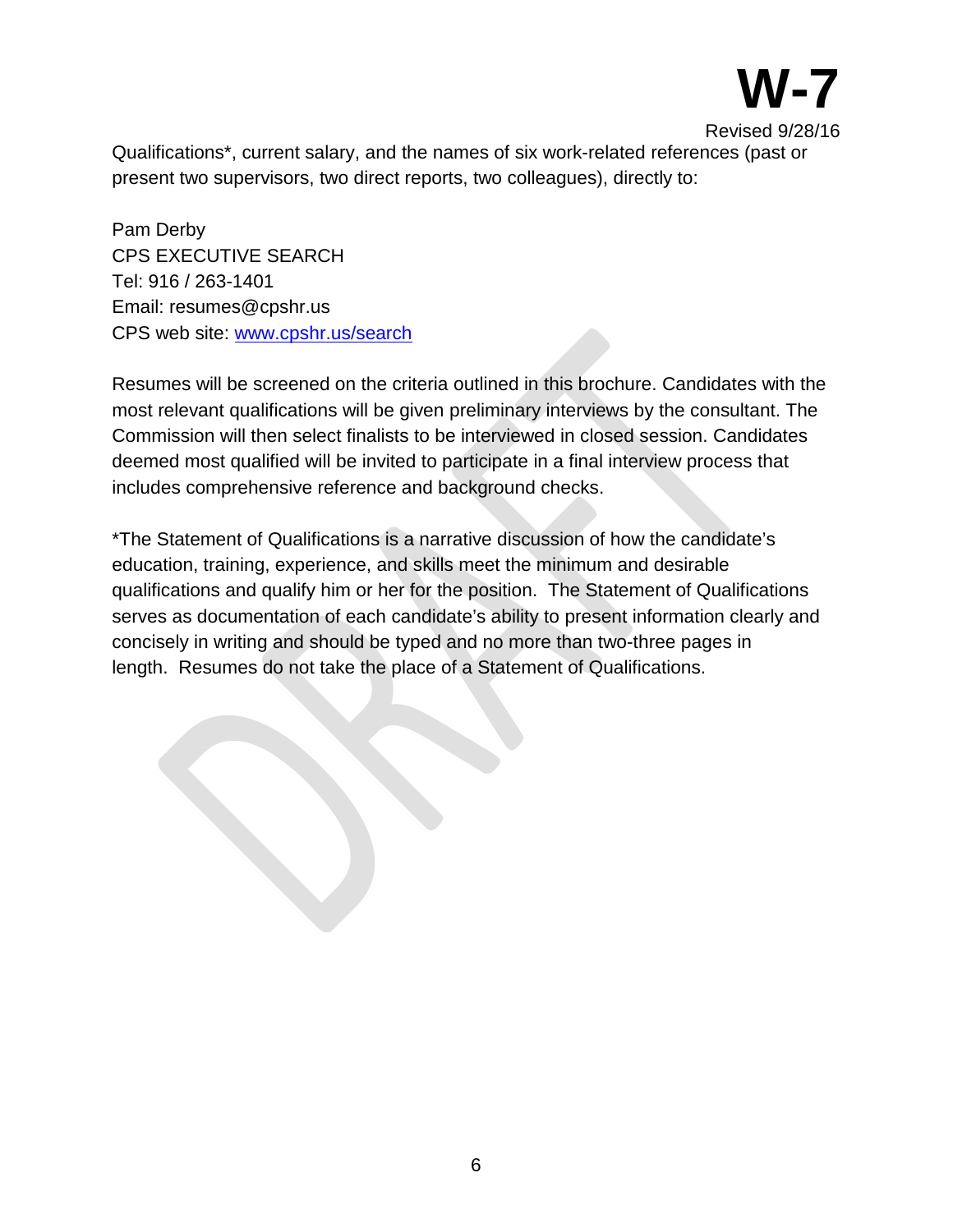Qualifications*, current salary, and the names of six work-related references (past or present two supervisors, two direct reports, two colleagues), directly to:

Pam Derby
CPS EXECUTIVE SEARCH
Tel: 916 / 263-1401
Email: resumes@cpshr.us
CPS web site: [www.cpshr.us/search](http://www.cpshr.us/search)

Resumes will be screened on the criteria outlined in this brochure. Candidates with the most relevant qualifications will be given preliminary interviews by the consultant. The Commission will then select finalists to be interviewed in closed session. Candidates deemed most qualified will be invited to participate in a final interview process that includes comprehensive reference and background checks.

*The Statement of Qualifications is a narrative discussion of how the candidate's education, training, experience, and skills meet the minimum and desirable qualifications and qualify him or her for the position. The Statement of Qualifications serves as documentation of each candidate's ability to present information clearly and concisely in writing and should be typed and no more than two-three pages in length. Resumes do not take the place of a Statement of Qualifications.